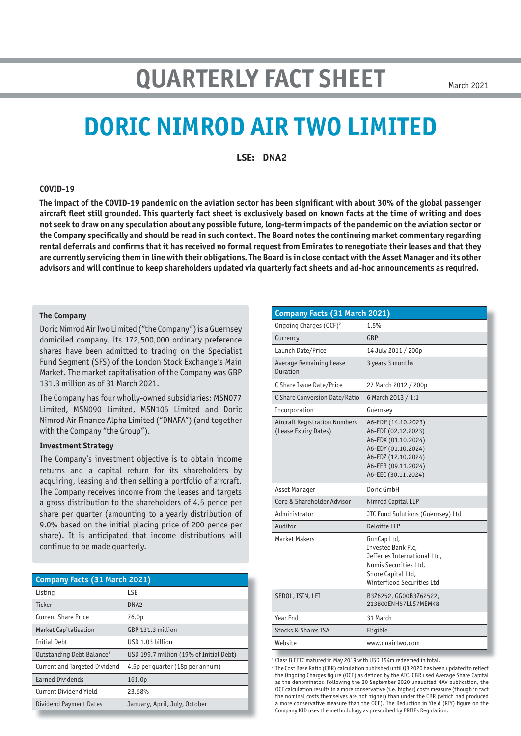# QUARTERLY FACT SHEET

March 2021

# DORIC NIMROD AIR TWO LIMITED

**LSE: DNA2**

### COVID-19

**The impact of the COVID-19 pandemic on the aviation sector has been significant with about 30% of the global passenger aircraft fleet still grounded. This quarterly fact sheet is exclusively based on known facts at the time of writing and does not seek to draw on any speculation about any possible future, long-term impacts of the pandemic on the aviation sector or the Company specifically and should be read in such context. The Board notes the continuing market commentary regarding rental deferrals and confirms that it has received no formal request from Emirates to renegotiate their leases and that they are currently servicing them in line with their obligations. The Board is in close contact with the Asset Manager and its other advisors and will continue to keep shareholders updated via quarterly fact sheets and ad-hoc announcements as required.**

### The Company

Doric Nimrod Air Two Limited ("the Company") is a Guernsey domiciled company. Its 172,500,000 ordinary preference shares have been admitted to trading on the Specialist Fund Segment (SFS) of the London Stock Exchange's Main Market. The market capitalisation of the Company was GBP 131.3 million as of 31 March 2021.

The Company has four wholly-owned subsidiaries: MSN077 Limited, MSN090 Limited, MSN105 Limited and Doric Nimrod Air Finance Alpha Limited ("DNAFA") (and together with the Company "the Group").

### Investment Strategy

The Company's investment objective is to obtain income returns and a capital return for its shareholders by acquiring, leasing and then selling a portfolio of aircraft. The Company receives income from the leases and targets a gross distribution to the shareholders of 4.5 pence per share per quarter (amounting to a yearly distribution of 9.0% based on the initial placing price of 200 pence per share). It is anticipated that income distributions will continue to be made quarterly.

| Company Facts (31 March 2021) | |
|---|---|
| Listing | LSE |
| Ticker | DNA2 |
| Current Share Price | 76.0p |
| Market Capitalisation | GBP 131.3 million |
| Initial Debt | USD 1.03 billion |
| Outstanding Debt Balance[1] | USD 199.7 million (19% of Initial Debt) |
| Current and Targeted Dividend | 4.5p per quarter (18p per annum) |
| Earned Dividends | 161.0p |
| Current Dividend Yield | 23.68% |
| Dividend Payment Dates | January, April, July, October |

| Company Facts (31 March 2021) | |
|---|---|
| Ongoing Charges (OCF)[2] | 1.5% |
| Currency | GBP |
| Launch Date/Price | 14 July 2011 / 200p |
| Average Remaining Lease Duration | 3 years 3 months |
| C Share Issue Date/Price | 27 March 2012 / 200p |
| C Share Conversion Date/Ratio | 6 March 2013 / 1:1 |
| Incorporation | Guernsey |
| Aircraft Registration Numbers (Lease Expiry Dates) | A6-EDP (14.10.2023)<br>A6-EDT (02.12.2023)<br>A6-EDX (01.10.2024)<br>A6-EDY (01.10.2024)<br>A6-EDZ (12.10.2024)<br>A6-EEB (09.11.2024)<br>A6-EEC (30.11.2024) |
| Asset Manager | Doric GmbH |
| Corp & Shareholder Advisor | Nimrod Capital LLP |
| Administrator | JTC Fund Solutions (Guernsey) Ltd |
| Auditor | Deloitte LLP |
| Market Makers | finnCap Ltd,<br>Investec Bank Plc,<br>Jefferies International Ltd,<br>Numis Securities Ltd,<br>Shore Capital Ltd,<br>Winterflood Securities Ltd |
| SEDOL, ISIN, LEI | B3Z6252, GG00B3Z62522, 213800ENH57LLS7MEM48 |
| Year End | 31 March |
| Stocks & Shares ISA | Eligible |
| Website | www.dnairtwo.com |

[1] Class B EETC matured in May 2019 with USD 154m redeemed in total.

[2] The Cost Base Ratio (CBR) calculation published until Q3 2020 has been updated to reflect the Ongoing Charges figure (OCF) as defined by the AIC. CBR used Average Share Capital as the denominator. Following the 30 September 2020 unaudited NAV publication, the OCF calculation results in a more conservative (i.e. higher) costs measure (though in fact the nominal costs themselves are not higher) than under the CBR (which had produced a more conservative measure than the OCF). The Reduction in Yield (RIY) figure on the Company KID uses the methodology as prescribed by PRIIPs Regulation.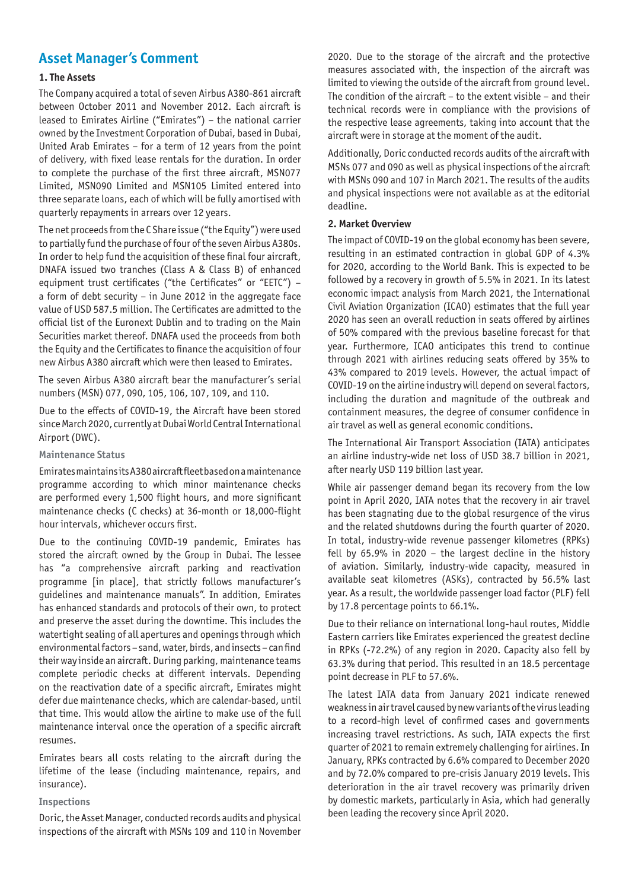## Asset Manager's Comment

### 1. The Assets

The Company acquired a total of seven Airbus A380-861 aircraft between October 2011 and November 2012. Each aircraft is leased to Emirates Airline ("Emirates") – the national carrier owned by the Investment Corporation of Dubai, based in Dubai, United Arab Emirates – for a term of 12 years from the point of delivery, with fixed lease rentals for the duration. In order to complete the purchase of the first three aircraft, MSN077 Limited, MSN090 Limited and MSN105 Limited entered into three separate loans, each of which will be fully amortised with quarterly repayments in arrears over 12 years.

The net proceeds from the C Share issue ("the Equity") were used to partially fund the purchase of four of the seven Airbus A380s. In order to help fund the acquisition of these final four aircraft, DNAFA issued two tranches (Class A & Class B) of enhanced equipment trust certificates ("the Certificates" or "EETC") – a form of debt security – in June 2012 in the aggregate face value of USD 587.5 million. The Certificates are admitted to the official list of the Euronext Dublin and to trading on the Main Securities market thereof. DNAFA used the proceeds from both the Equity and the Certificates to finance the acquisition of four new Airbus A380 aircraft which were then leased to Emirates.

The seven Airbus A380 aircraft bear the manufacturer's serial numbers (MSN) 077, 090, 105, 106, 107, 109, and 110.

Due to the effects of COVID-19, the Aircraft have been stored since March 2020, currently at Dubai World Central International Airport (DWC).

#### Maintenance Status

Emirates maintains its A380 aircraft fleet based on a maintenance programme according to which minor maintenance checks are performed every 1,500 flight hours, and more significant maintenance checks (C checks) at 36-month or 18,000-flight hour intervals, whichever occurs first.

Due to the continuing COVID-19 pandemic, Emirates has stored the aircraft owned by the Group in Dubai. The lessee has "a comprehensive aircraft parking and reactivation programme [in place], that strictly follows manufacturer's guidelines and maintenance manuals". In addition, Emirates has enhanced standards and protocols of their own, to protect and preserve the asset during the downtime. This includes the watertight sealing of all apertures and openings through which environmental factors – sand, water, birds, and insects – can find their way inside an aircraft. During parking, maintenance teams complete periodic checks at different intervals. Depending on the reactivation date of a specific aircraft, Emirates might defer due maintenance checks, which are calendar-based, until that time. This would allow the airline to make use of the full maintenance interval once the operation of a specific aircraft resumes.

Emirates bears all costs relating to the aircraft during the lifetime of the lease (including maintenance, repairs, and insurance).

#### Inspections

Doric, the Asset Manager, conducted records audits and physical inspections of the aircraft with MSNs 109 and 110 in November 2020. Due to the storage of the aircraft and the protective measures associated with, the inspection of the aircraft was limited to viewing the outside of the aircraft from ground level. The condition of the aircraft – to the extent visible – and their technical records were in compliance with the provisions of the respective lease agreements, taking into account that the aircraft were in storage at the moment of the audit.

Additionally, Doric conducted records audits of the aircraft with MSNs 077 and 090 as well as physical inspections of the aircraft with MSNs 090 and 107 in March 2021. The results of the audits and physical inspections were not available as at the editorial deadline.

### 2. Market Overview

The impact of COVID-19 on the global economy has been severe, resulting in an estimated contraction in global GDP of 4.3% for 2020, according to the World Bank. This is expected to be followed by a recovery in growth of 5.5% in 2021. In its latest economic impact analysis from March 2021, the International Civil Aviation Organization (ICAO) estimates that the full year 2020 has seen an overall reduction in seats offered by airlines of 50% compared with the previous baseline forecast for that year. Furthermore, ICAO anticipates this trend to continue through 2021 with airlines reducing seats offered by 35% to 43% compared to 2019 levels. However, the actual impact of COVID-19 on the airline industry will depend on several factors, including the duration and magnitude of the outbreak and containment measures, the degree of consumer confidence in air travel as well as general economic conditions.

The International Air Transport Association (IATA) anticipates an airline industry-wide net loss of USD 38.7 billion in 2021, after nearly USD 119 billion last year.

While air passenger demand began its recovery from the low point in April 2020, IATA notes that the recovery in air travel has been stagnating due to the global resurgence of the virus and the related shutdowns during the fourth quarter of 2020. In total, industry-wide revenue passenger kilometres (RPKs) fell by 65.9% in 2020 – the largest decline in the history of aviation. Similarly, industry-wide capacity, measured in available seat kilometres (ASKs), contracted by 56.5% last year. As a result, the worldwide passenger load factor (PLF) fell by 17.8 percentage points to 66.1%.

Due to their reliance on international long-haul routes, Middle Eastern carriers like Emirates experienced the greatest decline in RPKs (-72.2%) of any region in 2020. Capacity also fell by 63.3% during that period. This resulted in an 18.5 percentage point decrease in PLF to 57.6%.

The latest IATA data from January 2021 indicate renewed weakness in air travel caused by new variants of the virus leading to a record-high level of confirmed cases and governments increasing travel restrictions. As such, IATA expects the first quarter of 2021 to remain extremely challenging for airlines. In January, RPKs contracted by 6.6% compared to December 2020 and by 72.0% compared to pre-crisis January 2019 levels. This deterioration in the air travel recovery was primarily driven by domestic markets, particularly in Asia, which had generally been leading the recovery since April 2020.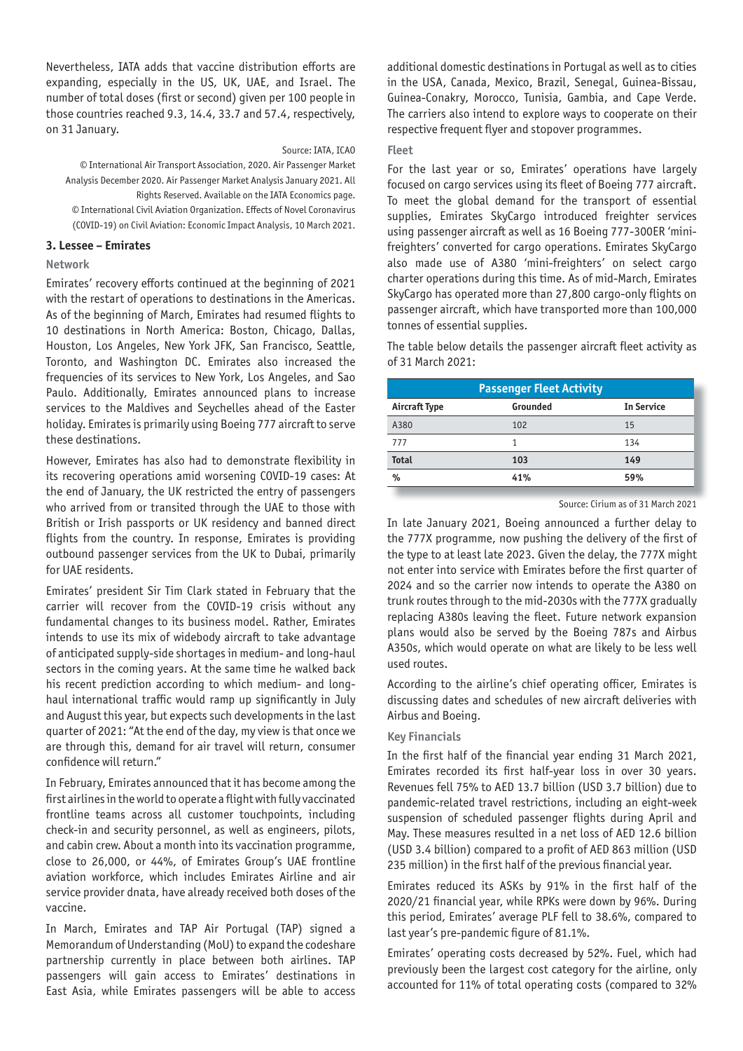Nevertheless, IATA adds that vaccine distribution efforts are expanding, especially in the US, UK, UAE, and Israel. The number of total doses (first or second) given per 100 people in those countries reached 9.3, 14.4, 33.7 and 57.4, respectively, on 31 January.

Source: IATA, ICAO

© International Air Transport Association, 2020. Air Passenger Market Analysis December 2020. Air Passenger Market Analysis January 2021. All Rights Reserved. Available on the IATA Economics page.

© International Civil Aviation Organization. Effects of Novel Coronavirus (COVID-19) on Civil Aviation: Economic Impact Analysis, 10 March 2021.

### 3. Lessee – Emirates

#### Network

Emirates' recovery efforts continued at the beginning of 2021 with the restart of operations to destinations in the Americas. As of the beginning of March, Emirates had resumed flights to 10 destinations in North America: Boston, Chicago, Dallas, Houston, Los Angeles, New York JFK, San Francisco, Seattle, Toronto, and Washington DC. Emirates also increased the frequencies of its services to New York, Los Angeles, and Sao Paulo. Additionally, Emirates announced plans to increase services to the Maldives and Seychelles ahead of the Easter holiday. Emirates is primarily using Boeing 777 aircraft to serve these destinations.

However, Emirates has also had to demonstrate flexibility in its recovering operations amid worsening COVID-19 cases: At the end of January, the UK restricted the entry of passengers who arrived from or transited through the UAE to those with British or Irish passports or UK residency and banned direct flights from the country. In response, Emirates is providing outbound passenger services from the UK to Dubai, primarily for UAE residents.

Emirates' president Sir Tim Clark stated in February that the carrier will recover from the COVID-19 crisis without any fundamental changes to its business model. Rather, Emirates intends to use its mix of widebody aircraft to take advantage of anticipated supply-side shortages in medium- and long-haul sectors in the coming years. At the same time he walked back his recent prediction according to which medium- and long-haul international traffic would ramp up significantly in July and August this year, but expects such developments in the last quarter of 2021: "At the end of the day, my view is that once we are through this, demand for air travel will return, consumer confidence will return."

In February, Emirates announced that it has become among the first airlines in the world to operate a flight with fully vaccinated frontline teams across all customer touchpoints, including check-in and security personnel, as well as engineers, pilots, and cabin crew. About a month into its vaccination programme, close to 26,000, or 44%, of Emirates Group's UAE frontline aviation workforce, which includes Emirates Airline and air service provider dnata, have already received both doses of the vaccine.

In March, Emirates and TAP Air Portugal (TAP) signed a Memorandum of Understanding (MoU) to expand the codeshare partnership currently in place between both airlines. TAP passengers will gain access to Emirates' destinations in East Asia, while Emirates passengers will be able to access additional domestic destinations in Portugal as well as to cities in the USA, Canada, Mexico, Brazil, Senegal, Guinea-Bissau, Guinea-Conakry, Morocco, Tunisia, Gambia, and Cape Verde. The carriers also intend to explore ways to cooperate on their respective frequent flyer and stopover programmes.

#### Fleet

For the last year or so, Emirates' operations have largely focused on cargo services using its fleet of Boeing 777 aircraft. To meet the global demand for the transport of essential supplies, Emirates SkyCargo introduced freighter services using passenger aircraft as well as 16 Boeing 777-300ER 'mini-freighters' converted for cargo operations. Emirates SkyCargo also made use of A380 'mini-freighters' on select cargo charter operations during this time. As of mid-March, Emirates SkyCargo has operated more than 27,800 cargo-only flights on passenger aircraft, which have transported more than 100,000 tonnes of essential supplies.

The table below details the passenger aircraft fleet activity as of 31 March 2021:

| Passenger Fleet Activity | | |
|---|---|---|
| **Aircraft Type** | **Grounded** | **In Service** |
| A380 | 102 | 15 |
| 777 | 1 | 134 |
| **Total** | **103** | **149** |
| **%** | **41%** | **59%** |

Source: Cirium as of 31 March 2021

In late January 2021, Boeing announced a further delay to the 777X programme, now pushing the delivery of the first of the type to at least late 2023. Given the delay, the 777X might not enter into service with Emirates before the first quarter of 2024 and so the carrier now intends to operate the A380 on trunk routes through to the mid-2030s with the 777X gradually replacing A380s leaving the fleet. Future network expansion plans would also be served by the Boeing 787s and Airbus A350s, which would operate on what are likely to be less well used routes.

According to the airline's chief operating officer, Emirates is discussing dates and schedules of new aircraft deliveries with Airbus and Boeing.

#### Key Financials

In the first half of the financial year ending 31 March 2021, Emirates recorded its first half-year loss in over 30 years. Revenues fell 75% to AED 13.7 billion (USD 3.7 billion) due to pandemic-related travel restrictions, including an eight-week suspension of scheduled passenger flights during April and May. These measures resulted in a net loss of AED 12.6 billion (USD 3.4 billion) compared to a profit of AED 863 million (USD 235 million) in the first half of the previous financial year.

Emirates reduced its ASKs by 91% in the first half of the 2020/21 financial year, while RPKs were down by 96%. During this period, Emirates' average PLF fell to 38.6%, compared to last year's pre-pandemic figure of 81.1%.

Emirates' operating costs decreased by 52%. Fuel, which had previously been the largest cost category for the airline, only accounted for 11% of total operating costs (compared to 32%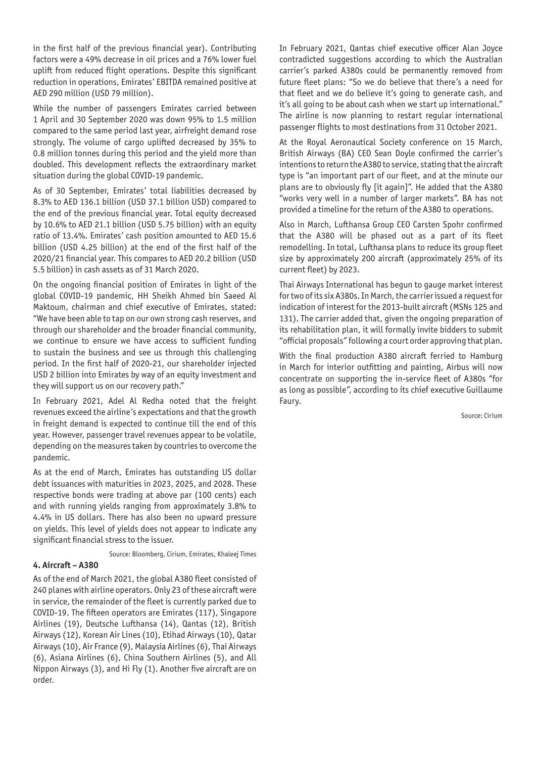in the first half of the previous financial year). Contributing factors were a 49% decrease in oil prices and a 76% lower fuel uplift from reduced flight operations. Despite this significant reduction in operations, Emirates' EBITDA remained positive at AED 290 million (USD 79 million).

While the number of passengers Emirates carried between 1 April and 30 September 2020 was down 95% to 1.5 million compared to the same period last year, airfreight demand rose strongly. The volume of cargo uplifted decreased by 35% to 0.8 million tonnes during this period and the yield more than doubled. This development reflects the extraordinary market situation during the global COVID-19 pandemic.

As of 30 September, Emirates' total liabilities decreased by 8.3% to AED 136.1 billion (USD 37.1 billion USD) compared to the end of the previous financial year. Total equity decreased by 10.6% to AED 21.1 billion (USD 5.75 billion) with an equity ratio of 13.4%. Emirates' cash position amounted to AED 15.6 billion (USD 4.25 billion) at the end of the first half of the 2020/21 financial year. This compares to AED 20.2 billion (USD 5.5 billion) in cash assets as of 31 March 2020.

On the ongoing financial position of Emirates in light of the global COVID-19 pandemic, HH Sheikh Ahmed bin Saeed Al Maktoum, chairman and chief executive of Emirates, stated: "We have been able to tap on our own strong cash reserves, and through our shareholder and the broader financial community, we continue to ensure we have access to sufficient funding to sustain the business and see us through this challenging period. In the first half of 2020-21, our shareholder injected USD 2 billion into Emirates by way of an equity investment and they will support us on our recovery path."

In February 2021, Adel Al Redha noted that the freight revenues exceed the airline's expectations and that the growth in freight demand is expected to continue till the end of this year. However, passenger travel revenues appear to be volatile, depending on the measures taken by countries to overcome the pandemic.

As at the end of March, Emirates has outstanding US dollar debt issuances with maturities in 2023, 2025, and 2028. These respective bonds were trading at above par (100 cents) each and with running yields ranging from approximately 3.8% to 4.4% in US dollars. There has also been no upward pressure on yields. This level of yields does not appear to indicate any significant financial stress to the issuer.

Source: Bloomberg, Cirium, Emirates, Khaleej Times

### 4. Aircraft – A380

As of the end of March 2021, the global A380 fleet consisted of 240 planes with airline operators. Only 23 of these aircraft were in service, the remainder of the fleet is currently parked due to COVID-19. The fifteen operators are Emirates (117), Singapore Airlines (19), Deutsche Lufthansa (14), Qantas (12), British Airways (12), Korean Air Lines (10), Etihad Airways (10), Qatar Airways (10), Air France (9), Malaysia Airlines (6), Thai Airways (6), Asiana Airlines (6), China Southern Airlines (5), and All Nippon Airways (3), and Hi Fly (1). Another five aircraft are on order.

In February 2021, Qantas chief executive officer Alan Joyce contradicted suggestions according to which the Australian carrier's parked A380s could be permanently removed from future fleet plans: "So we do believe that there's a need for that fleet and we do believe it's going to generate cash, and it's all going to be about cash when we start up international." The airline is now planning to restart regular international passenger flights to most destinations from 31 October 2021.

At the Royal Aeronautical Society conference on 15 March, British Airways (BA) CEO Sean Doyle confirmed the carrier's intentions to return the A380 to service, stating that the aircraft type is "an important part of our fleet, and at the minute our plans are to obviously fly [it again]". He added that the A380 "works very well in a number of larger markets". BA has not provided a timeline for the return of the A380 to operations.

Also in March, Lufthansa Group CEO Carsten Spohr confirmed that the A380 will be phased out as a part of its fleet remodelling. In total, Lufthansa plans to reduce its group fleet size by approximately 200 aircraft (approximately 25% of its current fleet) by 2023.

Thai Airways International has begun to gauge market interest for two of its six A380s. In March, the carrier issued a request for indication of interest for the 2013-built aircraft (MSNs 125 and 131). The carrier added that, given the ongoing preparation of its rehabilitation plan, it will formally invite bidders to submit "official proposals" following a court order approving that plan.

With the final production A380 aircraft ferried to Hamburg in March for interior outfitting and painting, Airbus will now concentrate on supporting the in-service fleet of A380s "for as long as possible", according to its chief executive Guillaume Faury.

Source: Cirium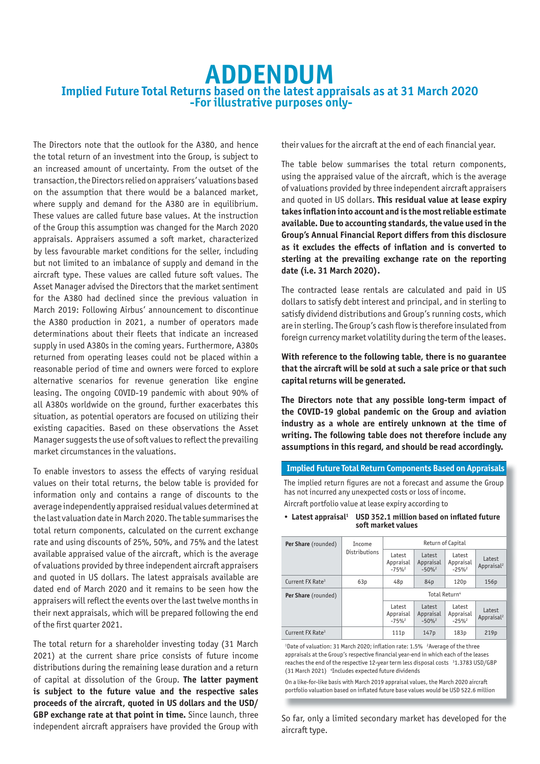# ADDENDUM

## Implied Future Total Returns based on the latest appraisals as at 31 March 2020

### -For illustrative purposes only-

The Directors note that the outlook for the A380, and hence the total return of an investment into the Group, is subject to an increased amount of uncertainty. From the outset of the transaction, the Directors relied on appraisers' valuations based on the assumption that there would be a balanced market, where supply and demand for the A380 are in equilibrium. These values are called future base values. At the instruction of the Group this assumption was changed for the March 2020 appraisals. Appraisers assumed a soft market, characterized by less favourable market conditions for the seller, including but not limited to an imbalance of supply and demand in the aircraft type. These values are called future soft values. The Asset Manager advised the Directors that the market sentiment for the A380 had declined since the previous valuation in March 2019: Following Airbus' announcement to discontinue the A380 production in 2021, a number of operators made determinations about their fleets that indicate an increased supply in used A380s in the coming years. Furthermore, A380s returned from operating leases could not be placed within a reasonable period of time and owners were forced to explore alternative scenarios for revenue generation like engine leasing. The ongoing COVID-19 pandemic with about 90% of all A380s worldwide on the ground, further exacerbates this situation, as potential operators are focused on utilizing their existing capacities. Based on these observations the Asset Manager suggests the use of soft values to reflect the prevailing market circumstances in the valuations.

To enable investors to assess the effects of varying residual values on their total returns, the below table is provided for information only and contains a range of discounts to the average independently appraised residual values determined at the last valuation date in March 2020. The table summarises the total return components, calculated on the current exchange rate and using discounts of 25%, 50%, and 75% and the latest available appraised value of the aircraft, which is the average of valuations provided by three independent aircraft appraisers and quoted in US dollars. The latest appraisals available are dated end of March 2020 and it remains to be seen how the appraisers will reflect the events over the last twelve months in their next appraisals, which will be prepared following the end of the first quarter 2021.

The total return for a shareholder investing today (31 March 2021) at the current share price consists of future income distributions during the remaining lease duration and a return of capital at dissolution of the Group. **The latter payment is subject to the future value and the respective sales proceeds of the aircraft, quoted in US dollars and the USD/GBP exchange rate at that point in time.** Since launch, three independent aircraft appraisers have provided the Group with their values for the aircraft at the end of each financial year.

The table below summarises the total return components, using the appraised value of the aircraft, which is the average of valuations provided by three independent aircraft appraisers and quoted in US dollars. **This residual value at lease expiry takes inflation into account and is the most reliable estimate available. Due to accounting standards, the value used in the Group's Annual Financial Report differs from this disclosure as it excludes the effects of inflation and is converted to sterling at the prevailing exchange rate on the reporting date (i.e. 31 March 2020).**

The contracted lease rentals are calculated and paid in US dollars to satisfy debt interest and principal, and in sterling to satisfy dividend distributions and Group's running costs, which are in sterling. The Group's cash flow is therefore insulated from foreign currency market volatility during the term of the leases.

**With reference to the following table, there is no guarantee that the aircraft will be sold at such a sale price or that such capital returns will be generated.**

**The Directors note that any possible long-term impact of the COVID-19 global pandemic on the Group and aviation industry as a whole are entirely unknown at the time of writing. The following table does not therefore include any assumptions in this regard, and should be read accordingly.**

**Implied Future Total Return Components Based on Appraisals**

The implied return figures are not a forecast and assume the Group has not incurred any unexpected costs or loss of income.

Aircraft portfolio value at lease expiry according to

- **Latest appraisal[1]** **USD 352.1 million based on inflated future soft market values**

| **Per Share** (rounded) | Income Distributions | Return of Capital | | | |
|---|---|---|---|---|---|
| | | Latest Appraisal -75%[2] | Latest Appraisal -50%[2] | Latest Appraisal -25%[2] | Latest Appraisal[2] |
| Current FX Rate[3] | 63p | 48p | 84p | 120p | 156p |
| **Per Share** (rounded) | | Total Return[4] | | | |
| | | Latest Appraisal -75%[2] | Latest Appraisal -50%[2] | Latest Appraisal -25%[2] | Latest Appraisal[2] |
| Current FX Rate[3] | | 111p | 147p | 183p | 219p |

[1]Date of valuation: 31 March 2020; inflation rate: 1.5% [2]Average of the three appraisals at the Group's respective financial year-end in which each of the leases reaches the end of the respective 12-year term less disposal costs [3]1.3783 USD/GBP (31 March 2021) [4]Includes expected future dividends

On a like-for-like basis with March 2019 appraisal values, the March 2020 aircraft portfolio valuation based on inflated future base values would be USD 522.6 million

So far, only a limited secondary market has developed for the aircraft type.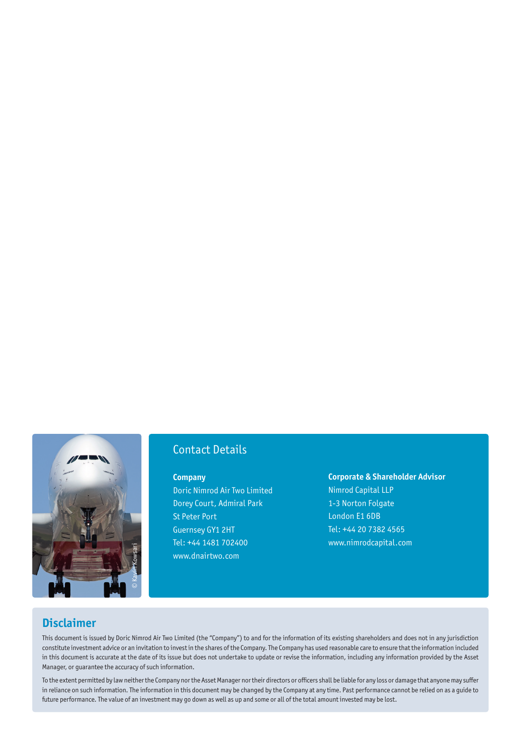## Contact Details

**Company**
Doric Nimrod Air Two Limited
Dorey Court, Admiral Park
St Peter Port
Guernsey GY1 2HT
Tel: +44 1481 702400
www.dnairtwo.com

**Corporate & Shareholder Advisor**
Nimrod Capital LLP
1-3 Norton Folgate
London E1 6DB
Tel: +44 20 7382 4565
www.nimrodcapital.com

© Kavin Kowsari

## Disclaimer

This document is issued by Doric Nimrod Air Two Limited (the "Company") to and for the information of its existing shareholders and does not in any jurisdiction constitute investment advice or an invitation to invest in the shares of the Company. The Company has used reasonable care to ensure that the information included in this document is accurate at the date of its issue but does not undertake to update or revise the information, including any information provided by the Asset Manager, or guarantee the accuracy of such information.

To the extent permitted by law neither the Company nor the Asset Manager nor their directors or officers shall be liable for any loss or damage that anyone may suffer in reliance on such information. The information in this document may be changed by the Company at any time. Past performance cannot be relied on as a guide to future performance. The value of an investment may go down as well as up and some or all of the total amount invested may be lost.